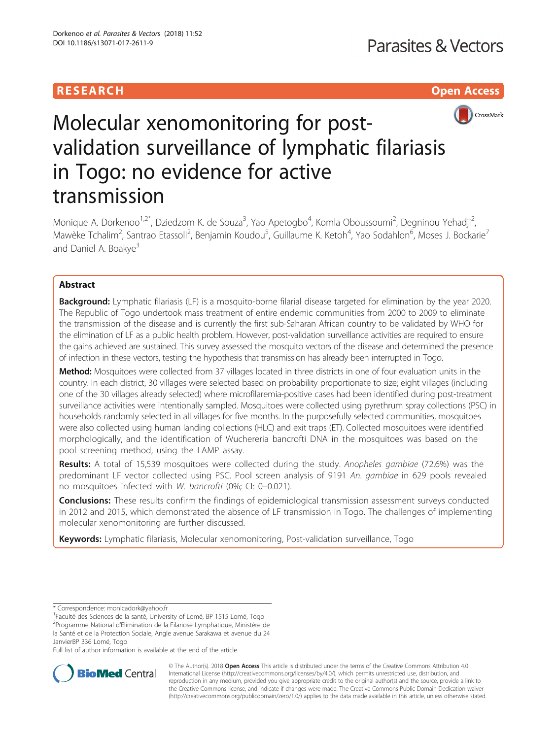RESEARCH Open Access

# Molecular xenomonitoring for post-validation surveillance of lymphatic filariasis in Togo: no evidence for active transmission

Monique A. Dorkenoo[1,2*], Dziedzom K. de Souza[3], Yao Apetogbo[4], Komla Oboussoumi[2], Degninou Yehadji[2], Mawèke Tchalim[2], Santrao Etassoli[2], Benjamin Koudou[5], Guillaume K. Ketoh[4], Yao Sodahlon[6], Moses J. Bockarie[7] and Daniel A. Boakye[3]

## Abstract

**Background:** Lymphatic filariasis (LF) is a mosquito-borne filarial disease targeted for elimination by the year 2020. The Republic of Togo undertook mass treatment of entire endemic communities from 2000 to 2009 to eliminate the transmission of the disease and is currently the first sub-Saharan African country to be validated by WHO for the elimination of LF as a public health problem. However, post-validation surveillance activities are required to ensure the gains achieved are sustained. This survey assessed the mosquito vectors of the disease and determined the presence of infection in these vectors, testing the hypothesis that transmission has already been interrupted in Togo.

**Method:** Mosquitoes were collected from 37 villages located in three districts in one of four evaluation units in the country. In each district, 30 villages were selected based on probability proportionate to size; eight villages (including one of the 30 villages already selected) where microfilaremia-positive cases had been identified during post-treatment surveillance activities were intentionally sampled. Mosquitoes were collected using pyrethrum spray collections (PSC) in households randomly selected in all villages for five months. In the purposefully selected communities, mosquitoes were also collected using human landing collections (HLC) and exit traps (ET). Collected mosquitoes were identified morphologically, and the identification of Wuchereria bancrofti DNA in the mosquitoes was based on the pool screening method, using the LAMP assay.

**Results:** A total of 15,539 mosquitoes were collected during the study. *Anopheles gambiae* (72.6%) was the predominant LF vector collected using PSC. Pool screen analysis of 9191 *An. gambiae* in 629 pools revealed no mosquitoes infected with *W. bancrofti* (0%; CI: 0–0.021).

**Conclusions:** These results confirm the findings of epidemiological transmission assessment surveys conducted in 2012 and 2015, which demonstrated the absence of LF transmission in Togo. The challenges of implementing molecular xenomonitoring are further discussed.

**Keywords:** Lymphatic filariasis, Molecular xenomonitoring, Post-validation surveillance, Togo

---

\* Correspondence: monicadork@yahoo.fr

[1]Faculté des Sciences de la santé, University of Lomé, BP 1515 Lomé, Togo

[2]Programme National d'Elimination de la Filariose Lymphatique, Ministère de la Santé et de la Protection Sociale, Angle avenue Sarakawa et avenue du 24 JanvierBP 336 Lomé, Togo

Full list of author information is available at the end of the article

© The Author(s). 2018 **Open Access** This article is distributed under the terms of the Creative Commons Attribution 4.0 International License (http://creativecommons.org/licenses/by/4.0/), which permits unrestricted use, distribution, and reproduction in any medium, provided you give appropriate credit to the original author(s) and the source, provide a link to the Creative Commons license, and indicate if changes were made. The Creative Commons Public Domain Dedication waiver (http://creativecommons.org/publicdomain/zero/1.0/) applies to the data made available in this article, unless otherwise stated.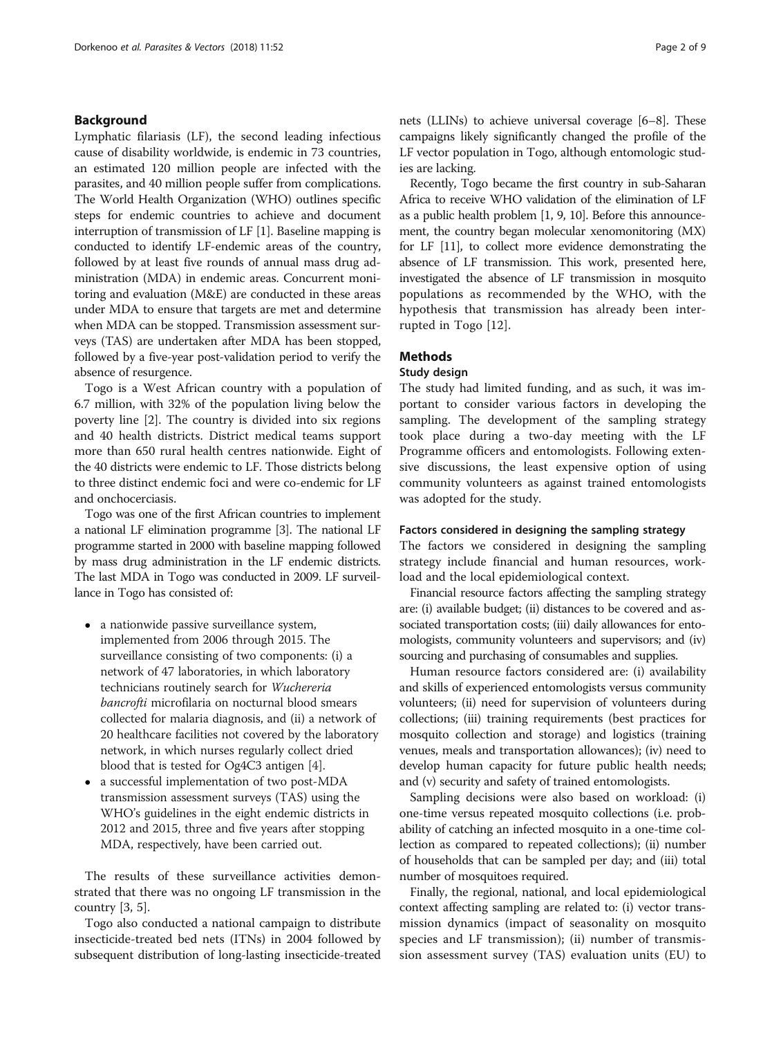## Background

Lymphatic filariasis (LF), the second leading infectious cause of disability worldwide, is endemic in 73 countries, an estimated 120 million people are infected with the parasites, and 40 million people suffer from complications. The World Health Organization (WHO) outlines specific steps for endemic countries to achieve and document interruption of transmission of LF [1]. Baseline mapping is conducted to identify LF-endemic areas of the country, followed by at least five rounds of annual mass drug administration (MDA) in endemic areas. Concurrent monitoring and evaluation (M&E) are conducted in these areas under MDA to ensure that targets are met and determine when MDA can be stopped. Transmission assessment surveys (TAS) are undertaken after MDA has been stopped, followed by a five-year post-validation period to verify the absence of resurgence.

Togo is a West African country with a population of 6.7 million, with 32% of the population living below the poverty line [2]. The country is divided into six regions and 40 health districts. District medical teams support more than 650 rural health centres nationwide. Eight of the 40 districts were endemic to LF. Those districts belong to three distinct endemic foci and were co-endemic for LF and onchocerciasis.

Togo was one of the first African countries to implement a national LF elimination programme [3]. The national LF programme started in 2000 with baseline mapping followed by mass drug administration in the LF endemic districts. The last MDA in Togo was conducted in 2009. LF surveillance in Togo has consisted of:

- a nationwide passive surveillance system, implemented from 2006 through 2015. The surveillance consisting of two components: (i) a network of 47 laboratories, in which laboratory technicians routinely search for *Wuchereria bancrofti* microfilaria on nocturnal blood smears collected for malaria diagnosis, and (ii) a network of 20 healthcare facilities not covered by the laboratory network, in which nurses regularly collect dried blood that is tested for Og4C3 antigen [4].
- a successful implementation of two post-MDA transmission assessment surveys (TAS) using the WHO's guidelines in the eight endemic districts in 2012 and 2015, three and five years after stopping MDA, respectively, have been carried out.

The results of these surveillance activities demonstrated that there was no ongoing LF transmission in the country [3, 5].

Togo also conducted a national campaign to distribute insecticide-treated bed nets (ITNs) in 2004 followed by subsequent distribution of long-lasting insecticide-treated nets (LLINs) to achieve universal coverage [6–8]. These campaigns likely significantly changed the profile of the LF vector population in Togo, although entomologic studies are lacking.

Recently, Togo became the first country in sub-Saharan Africa to receive WHO validation of the elimination of LF as a public health problem [1, 9, 10]. Before this announcement, the country began molecular xenomonitoring (MX) for LF [11], to collect more evidence demonstrating the absence of LF transmission. This work, presented here, investigated the absence of LF transmission in mosquito populations as recommended by the WHO, with the hypothesis that transmission has already been interrupted in Togo [12].

## Methods

### Study design

The study had limited funding, and as such, it was important to consider various factors in developing the sampling. The development of the sampling strategy took place during a two-day meeting with the LF Programme officers and entomologists. Following extensive discussions, the least expensive option of using community volunteers as against trained entomologists was adopted for the study.

#### Factors considered in designing the sampling strategy

The factors we considered in designing the sampling strategy include financial and human resources, workload and the local epidemiological context.

Financial resource factors affecting the sampling strategy are: (i) available budget; (ii) distances to be covered and associated transportation costs; (iii) daily allowances for entomologists, community volunteers and supervisors; and (iv) sourcing and purchasing of consumables and supplies.

Human resource factors considered are: (i) availability and skills of experienced entomologists versus community volunteers; (ii) need for supervision of volunteers during collections; (iii) training requirements (best practices for mosquito collection and storage) and logistics (training venues, meals and transportation allowances); (iv) need to develop human capacity for future public health needs; and (v) security and safety of trained entomologists.

Sampling decisions were also based on workload: (i) one-time versus repeated mosquito collections (i.e. probability of catching an infected mosquito in a one-time collection as compared to repeated collections); (ii) number of households that can be sampled per day; and (iii) total number of mosquitoes required.

Finally, the regional, national, and local epidemiological context affecting sampling are related to: (i) vector transmission dynamics (impact of seasonality on mosquito species and LF transmission); (ii) number of transmission assessment survey (TAS) evaluation units (EU) to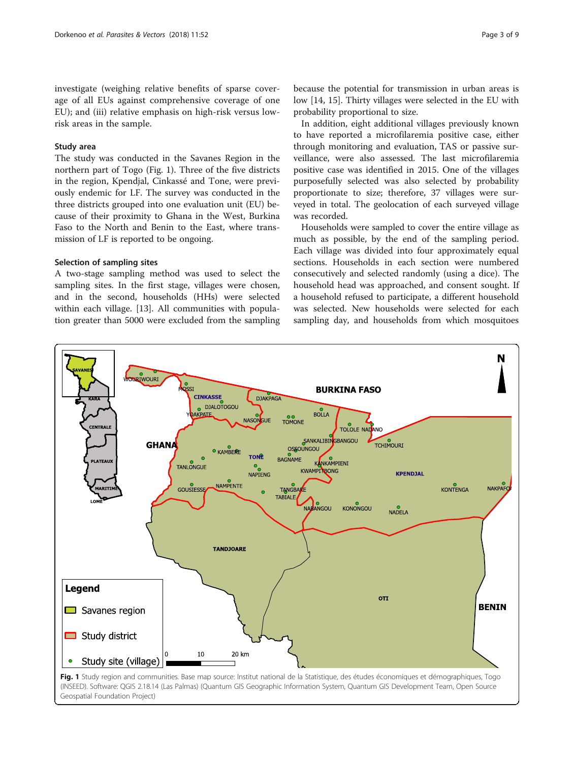investigate (weighing relative benefits of sparse coverage of all EUs against comprehensive coverage of one EU); and (iii) relative emphasis on high-risk versus low-risk areas in the sample.

### Study area

The study was conducted in the Savanes Region in the northern part of Togo (Fig. 1). Three of the five districts in the region, Kpendjal, Cinkassé and Tone, were previously endemic for LF. The survey was conducted in the three districts grouped into one evaluation unit (EU) because of their proximity to Ghana in the West, Burkina Faso to the North and Benin to the East, where transmission of LF is reported to be ongoing.

### Selection of sampling sites

A two-stage sampling method was used to select the sampling sites. In the first stage, villages were chosen, and in the second, households (HHs) were selected within each village. [13]. All communities with population greater than 5000 were excluded from the sampling because the potential for transmission in urban areas is low [14, 15]. Thirty villages were selected in the EU with probability proportional to size.

In addition, eight additional villages previously known to have reported a microfilaremia positive case, either through monitoring and evaluation, TAS or passive surveillance, were also assessed. The last microfilaremia positive case was identified in 2015. One of the villages purposefully selected was also selected by probability proportionate to size; therefore, 37 villages were surveyed in total. The geolocation of each surveyed village was recorded.

Households were sampled to cover the entire village as much as possible, by the end of the sampling period. Each village was divided into four approximately equal sections. Households in each section were numbered consecutively and selected randomly (using a dice). The household head was approached, and consent sought. If a household refused to participate, a different household was selected. New households were selected for each sampling day, and households from which mosquitoes

**Fig. 1** Study region and communities. Base map source: Institut national de la Statistique, des études économiques et démographiques, Togo (INSEED). Software: QGIS 2.18.14 (Las Palmas) (Quantum GIS Geographic Information System, Quantum GIS Development Team, Open Source Geospatial Foundation Project)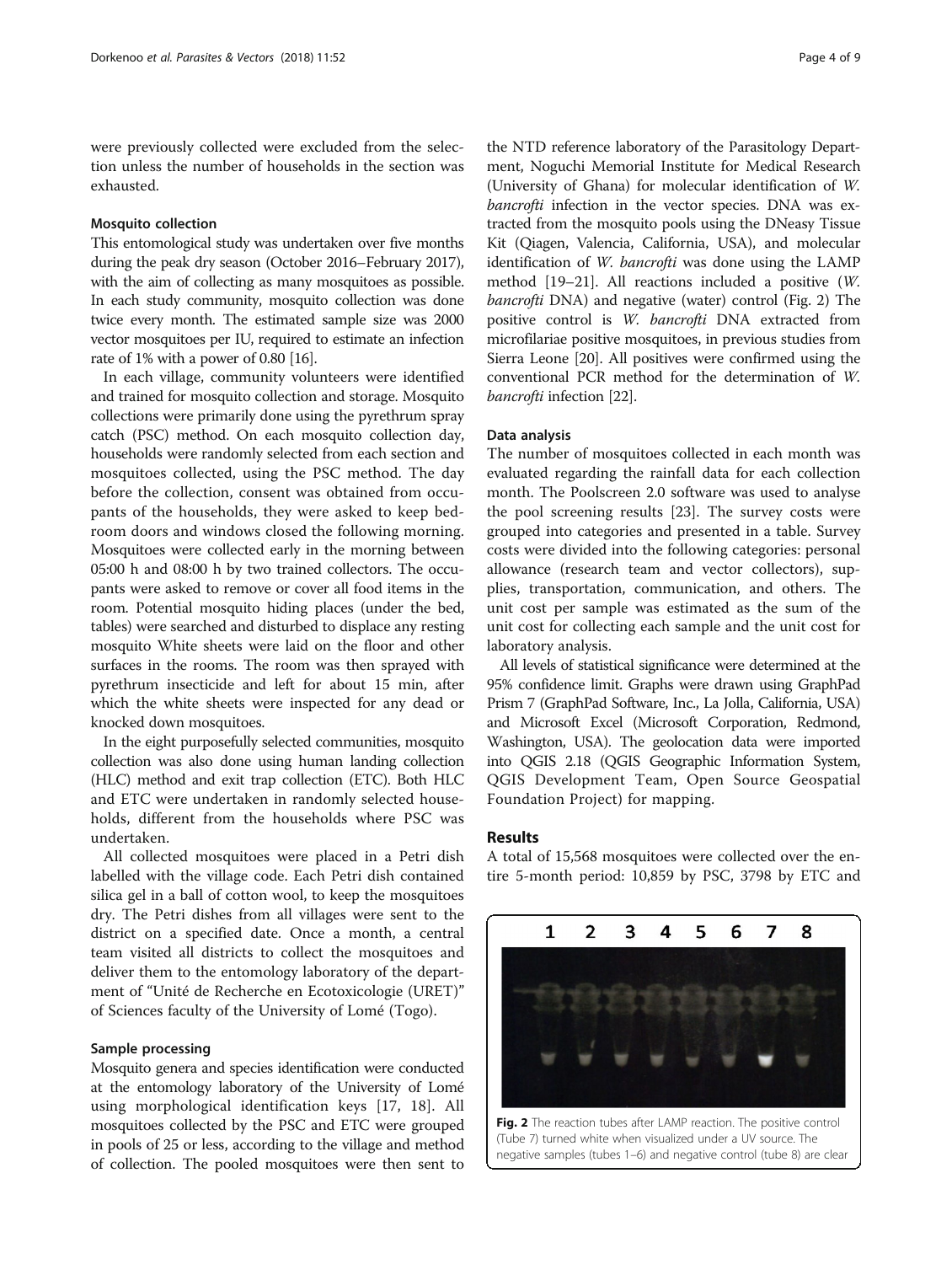were previously collected were excluded from the selection unless the number of households in the section was exhausted.

### Mosquito collection

This entomological study was undertaken over five months during the peak dry season (October 2016–February 2017), with the aim of collecting as many mosquitoes as possible. In each study community, mosquito collection was done twice every month. The estimated sample size was 2000 vector mosquitoes per IU, required to estimate an infection rate of 1% with a power of 0.80 [16].

In each village, community volunteers were identified and trained for mosquito collection and storage. Mosquito collections were primarily done using the pyrethrum spray catch (PSC) method. On each mosquito collection day, households were randomly selected from each section and mosquitoes collected, using the PSC method. The day before the collection, consent was obtained from occupants of the households, they were asked to keep bedroom doors and windows closed the following morning. Mosquitoes were collected early in the morning between 05:00 h and 08:00 h by two trained collectors. The occupants were asked to remove or cover all food items in the room. Potential mosquito hiding places (under the bed, tables) were searched and disturbed to displace any resting mosquito White sheets were laid on the floor and other surfaces in the rooms. The room was then sprayed with pyrethrum insecticide and left for about 15 min, after which the white sheets were inspected for any dead or knocked down mosquitoes.

In the eight purposefully selected communities, mosquito collection was also done using human landing collection (HLC) method and exit trap collection (ETC). Both HLC and ETC were undertaken in randomly selected households, different from the households where PSC was undertaken.

All collected mosquitoes were placed in a Petri dish labelled with the village code. Each Petri dish contained silica gel in a ball of cotton wool, to keep the mosquitoes dry. The Petri dishes from all villages were sent to the district on a specified date. Once a month, a central team visited all districts to collect the mosquitoes and deliver them to the entomology laboratory of the department of "Unité de Recherche en Ecotoxicologie (URET)" of Sciences faculty of the University of Lomé (Togo).

### Sample processing

Mosquito genera and species identification were conducted at the entomology laboratory of the University of Lomé using morphological identification keys [17, 18]. All mosquitoes collected by the PSC and ETC were grouped in pools of 25 or less, according to the village and method of collection. The pooled mosquitoes were then sent to the NTD reference laboratory of the Parasitology Department, Noguchi Memorial Institute for Medical Research (University of Ghana) for molecular identification of *W. bancrofti* infection in the vector species. DNA was extracted from the mosquito pools using the DNeasy Tissue Kit (Qiagen, Valencia, California, USA), and molecular identification of *W. bancrofti* was done using the LAMP method [19–21]. All reactions included a positive (*W. bancrofti* DNA) and negative (water) control (Fig. 2) The positive control is *W. bancrofti* DNA extracted from microfilariae positive mosquitoes, in previous studies from Sierra Leone [20]. All positives were confirmed using the conventional PCR method for the determination of *W. bancrofti* infection [22].

### Data analysis

The number of mosquitoes collected in each month was evaluated regarding the rainfall data for each collection month. The Poolscreen 2.0 software was used to analyse the pool screening results [23]. The survey costs were grouped into categories and presented in a table. Survey costs were divided into the following categories: personal allowance (research team and vector collectors), supplies, transportation, communication, and others. The unit cost per sample was estimated as the sum of the unit cost for collecting each sample and the unit cost for laboratory analysis.

All levels of statistical significance were determined at the 95% confidence limit. Graphs were drawn using GraphPad Prism 7 (GraphPad Software, Inc., La Jolla, California, USA) and Microsoft Excel (Microsoft Corporation, Redmond, Washington, USA). The geolocation data were imported into QGIS 2.18 (QGIS Geographic Information System, QGIS Development Team, Open Source Geospatial Foundation Project) for mapping.

## Results

A total of 15,568 mosquitoes were collected over the entire 5-month period: 10,859 by PSC, 3798 by ETC and

**Fig. 2** The reaction tubes after LAMP reaction. The positive control (Tube 7) turned white when visualized under a UV source. The negative samples (tubes 1–6) and negative control (tube 8) are clear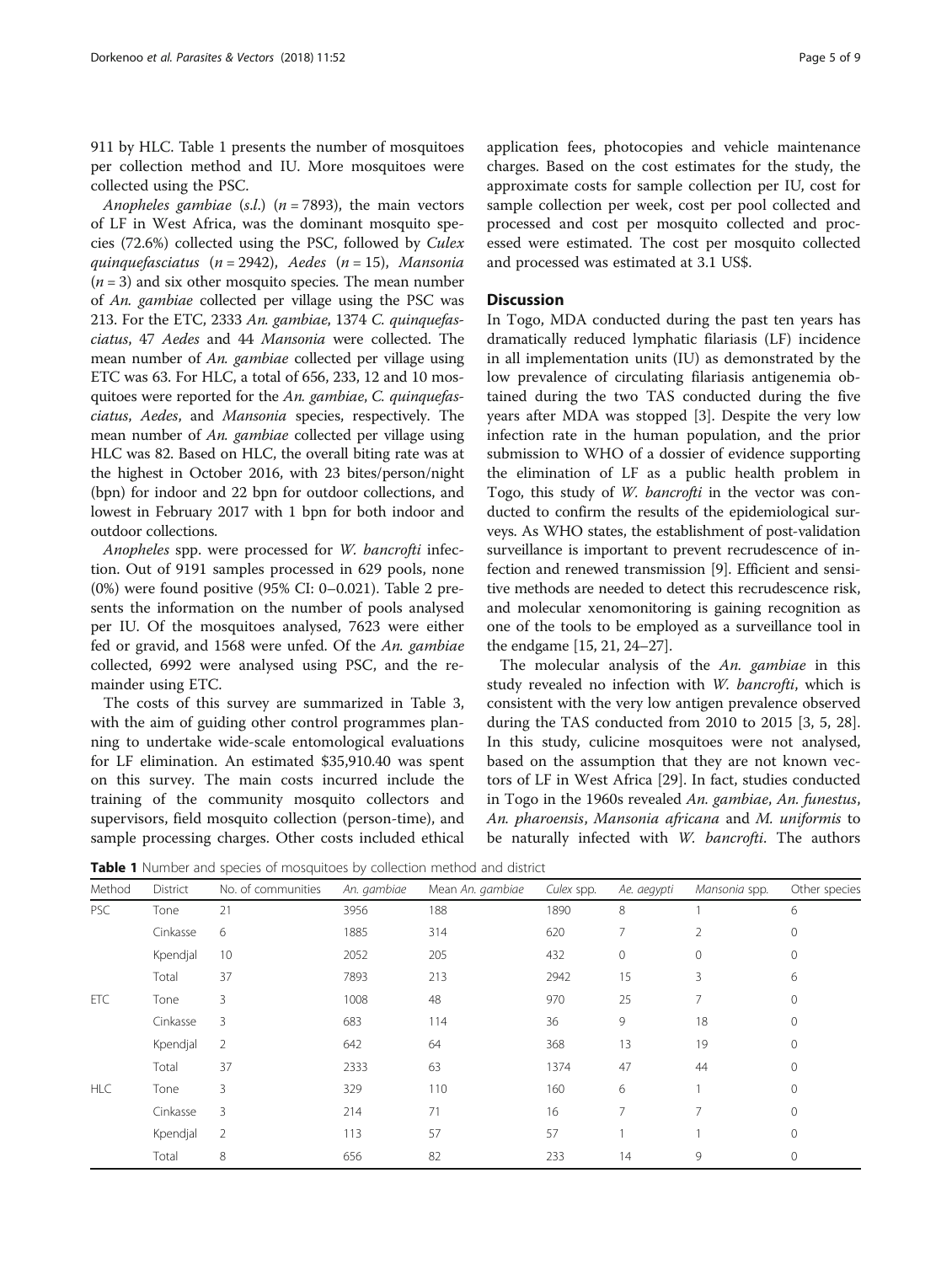911 by HLC. Table 1 presents the number of mosquitoes per collection method and IU. More mosquitoes were collected using the PSC.

*Anopheles gambiae* (*s.l.*) (*n* = 7893), the main vectors of LF in West Africa, was the dominant mosquito species (72.6%) collected using the PSC, followed by *Culex quinquefasciatus* (*n* = 2942), *Aedes* (*n* = 15), *Mansonia* (*n* = 3) and six other mosquito species. The mean number of *An. gambiae* collected per village using the PSC was 213. For the ETC, 2333 *An. gambiae*, 1374 *C. quinquefasciatus*, 47 *Aedes* and 44 *Mansonia* were collected. The mean number of *An. gambiae* collected per village using ETC was 63. For HLC, a total of 656, 233, 12 and 10 mosquitoes were reported for the *An. gambiae*, *C. quinquefasciatus*, *Aedes*, and *Mansonia* species, respectively. The mean number of *An. gambiae* collected per village using HLC was 82. Based on HLC, the overall biting rate was at the highest in October 2016, with 23 bites/person/night (bpn) for indoor and 22 bpn for outdoor collections, and lowest in February 2017 with 1 bpn for both indoor and outdoor collections.

*Anopheles* spp. were processed for *W. bancrofti* infection. Out of 9191 samples processed in 629 pools, none (0%) were found positive (95% CI: 0–0.021). Table 2 presents the information on the number of pools analysed per IU. Of the mosquitoes analysed, 7623 were either fed or gravid, and 1568 were unfed. Of the *An. gambiae* collected, 6992 were analysed using PSC, and the remainder using ETC.

The costs of this survey are summarized in Table 3, with the aim of guiding other control programmes planning to undertake wide-scale entomological evaluations for LF elimination. An estimated $35,910.40 was spent on this survey. The main costs incurred include the training of the community mosquito collectors and supervisors, field mosquito collection (person-time), and sample processing charges. Other costs included ethical application fees, photocopies and vehicle maintenance charges. Based on the cost estimates for the study, the approximate costs for sample collection per IU, cost for sample collection per week, cost per pool collected and processed and cost per mosquito collected and processed were estimated. The cost per mosquito collected and processed was estimated at 3.1 US$.

## Discussion

In Togo, MDA conducted during the past ten years has dramatically reduced lymphatic filariasis (LF) incidence in all implementation units (IU) as demonstrated by the low prevalence of circulating filariasis antigenemia obtained during the two TAS conducted during the five years after MDA was stopped [3]. Despite the very low infection rate in the human population, and the prior submission to WHO of a dossier of evidence supporting the elimination of LF as a public health problem in Togo, this study of *W. bancrofti* in the vector was conducted to confirm the results of the epidemiological surveys. As WHO states, the establishment of post-validation surveillance is important to prevent recrudescence of infection and renewed transmission [9]. Efficient and sensitive methods are needed to detect this recrudescence risk, and molecular xenomonitoring is gaining recognition as one of the tools to be employed as a surveillance tool in the endgame [15, 21, 24–27].

The molecular analysis of the *An. gambiae* in this study revealed no infection with *W. bancrofti*, which is consistent with the very low antigen prevalence observed during the TAS conducted from 2010 to 2015 [3, 5, 28]. In this study, culicine mosquitoes were not analysed, based on the assumption that they are not known vectors of LF in West Africa [29]. In fact, studies conducted in Togo in the 1960s revealed *An. gambiae*, *An. funestus*, *An. pharoensis*, *Mansonia africana* and *M. uniformis* to be naturally infected with *W. bancrofti*. The authors

**Table 1** Number and species of mosquitoes by collection method and district

| Method | District | No. of communities | *An. gambiae* | Mean *An. gambiae* | *Culex* spp. | *Ae. aegypti* | *Mansonia* spp. | Other species |
|---|---|---|---|---|---|---|---|---|
| PSC | Tone | 21 | 3956 | 188 | 1890 | 8 | 1 | 6 |
| | Cinkasse | 6 | 1885 | 314 | 620 | 7 | 2 | 0 |
| | Kpendjal | 10 | 2052 | 205 | 432 | 0 | 0 | 0 |
| | Total | 37 | 7893 | 213 | 2942 | 15 | 3 | 6 |
| ETC | Tone | 3 | 1008 | 48 | 970 | 25 | 7 | 0 |
| | Cinkasse | 3 | 683 | 114 | 36 | 9 | 18 | 0 |
| | Kpendjal | 2 | 642 | 64 | 368 | 13 | 19 | 0 |
| | Total | 37 | 2333 | 63 | 1374 | 47 | 44 | 0 |
| HLC | Tone | 3 | 329 | 110 | 160 | 6 | 1 | 0 |
| | Cinkasse | 3 | 214 | 71 | 16 | 7 | 7 | 0 |
| | Kpendjal | 2 | 113 | 57 | 57 | 1 | 1 | 0 |
| | Total | 8 | 656 | 82 | 233 | 14 | 9 | 0 |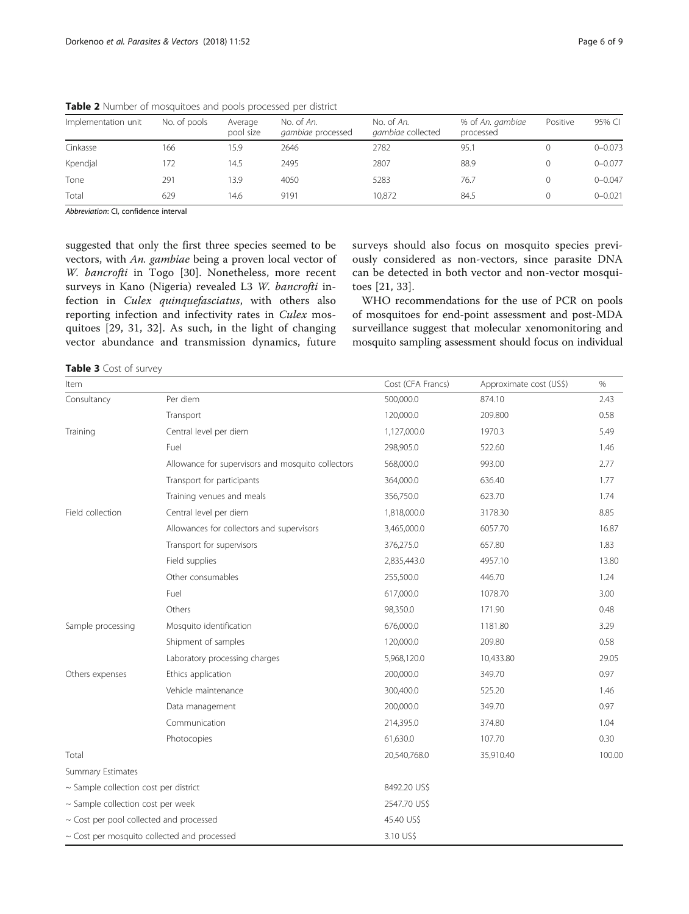**Table 2** Number of mosquitoes and pools processed per district

| Implementation unit | No. of pools | Average pool size | No. of *An. gambiae* processed | No. of *An. gambiae* collected | % of *An. gambiae* processed | Positive | 95% CI |
|---|---|---|---|---|---|---|---|
| Cinkasse | 166 | 15.9 | 2646 | 2782 | 95.1 | 0 | 0–0.073 |
| Kpendjal | 172 | 14.5 | 2495 | 2807 | 88.9 | 0 | 0–0.077 |
| Tone | 291 | 13.9 | 4050 | 5283 | 76.7 | 0 | 0–0.047 |
| Total | 629 | 14.6 | 9191 | 10,872 | 84.5 | 0 | 0–0.021 |

*Abbreviation*: CI, confidence interval

suggested that only the first three species seemed to be vectors, with *An. gambiae* being a proven local vector of *W. bancrofti* in Togo [30]. Nonetheless, more recent surveys in Kano (Nigeria) revealed L3 *W. bancrofti* infection in *Culex quinquefasciatus*, with others also reporting infection and infectivity rates in *Culex* mosquitoes [29, 31, 32]. As such, in the light of changing vector abundance and transmission dynamics, future surveys should also focus on mosquito species previously considered as non-vectors, since parasite DNA can be detected in both vector and non-vector mosquitoes [21, 33].

WHO recommendations for the use of PCR on pools of mosquitoes for end-point assessment and post-MDA surveillance suggest that molecular xenomonitoring and mosquito sampling assessment should focus on individual

**Table 3** Cost of survey

| Item | | Cost (CFA Francs) | Approximate cost (US$) | % |
|---|---|---|---|---|
| Consultancy | Per diem | 500,000.0 | 874.10 | 2.43 |
| | Transport | 120,000.0 | 209.800 | 0.58 |
| Training | Central level per diem | 1,127,000.0 | 1970.3 | 5.49 |
| | Fuel | 298,905.0 | 522.60 | 1.46 |
| | Allowance for supervisors and mosquito collectors | 568,000.0 | 993.00 | 2.77 |
| | Transport for participants | 364,000.0 | 636.40 | 1.77 |
| | Training venues and meals | 356,750.0 | 623.70 | 1.74 |
| Field collection | Central level per diem | 1,818,000.0 | 3178.30 | 8.85 |
| | Allowances for collectors and supervisors | 3,465,000.0 | 6057.70 | 16.87 |
| | Transport for supervisors | 376,275.0 | 657.80 | 1.83 |
| | Field supplies | 2,835,443.0 | 4957.10 | 13.80 |
| | Other consumables | 255,500.0 | 446.70 | 1.24 |
| | Fuel | 617,000.0 | 1078.70 | 3.00 |
| | Others | 98,350.0 | 171.90 | 0.48 |
| Sample processing | Mosquito identification | 676,000.0 | 1181.80 | 3.29 |
| | Shipment of samples | 120,000.0 | 209.80 | 0.58 |
| | Laboratory processing charges | 5,968,120.0 | 10,433.80 | 29.05 |
| Others expenses | Ethics application | 200,000.0 | 349.70 | 0.97 |
| | Vehicle maintenance | 300,400.0 | 525.20 | 1.46 |
| | Data management | 200,000.0 | 349.70 | 0.97 |
| | Communication | 214,395.0 | 374.80 | 1.04 |
| | Photocopies | 61,630.0 | 107.70 | 0.30 |
| Total | | 20,540,768.0 | 35,910.40 | 100.00 |
| Summary Estimates | | | | |
| ~ Sample collection cost per district | | 8492.20 US$ | | |
| ~ Sample collection cost per week | | 2547.70 US$ | | |
| ~ Cost per pool collected and processed | | 45.40 US$ | | |
| ~ Cost per mosquito collected and processed | | 3.10 US$ | | |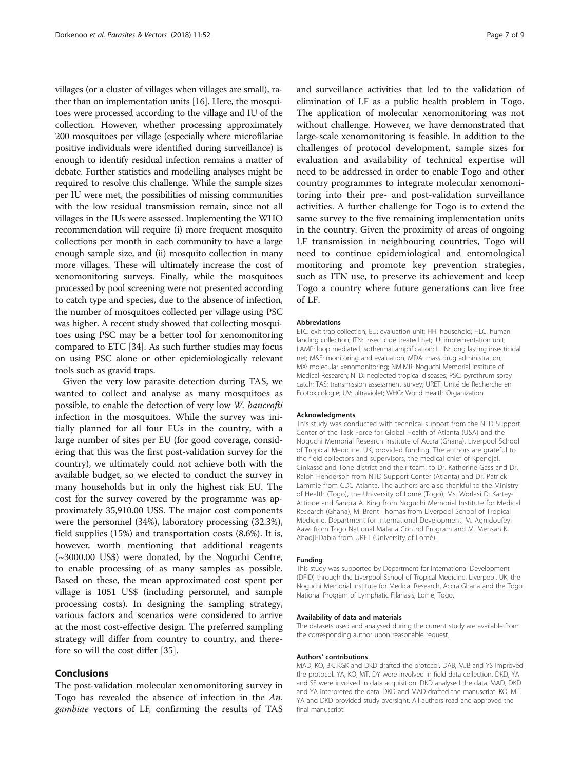villages (or a cluster of villages when villages are small), rather than on implementation units [16]. Here, the mosquitoes were processed according to the village and IU of the collection. However, whether processing approximately 200 mosquitoes per village (especially where microfilariae positive individuals were identified during surveillance) is enough to identify residual infection remains a matter of debate. Further statistics and modelling analyses might be required to resolve this challenge. While the sample sizes per IU were met, the possibilities of missing communities with the low residual transmission remain, since not all villages in the IUs were assessed. Implementing the WHO recommendation will require (i) more frequent mosquito collections per month in each community to have a large enough sample size, and (ii) mosquito collection in many more villages. These will ultimately increase the cost of xenomonitoring surveys. Finally, while the mosquitoes processed by pool screening were not presented according to catch type and species, due to the absence of infection, the number of mosquitoes collected per village using PSC was higher. A recent study showed that collecting mosquitoes using PSC may be a better tool for xenomonitoring compared to ETC [34]. As such further studies may focus on using PSC alone or other epidemiologically relevant tools such as gravid traps.

Given the very low parasite detection during TAS, we wanted to collect and analyse as many mosquitoes as possible, to enable the detection of very low *W. bancrofti* infection in the mosquitoes. While the survey was initially planned for all four EUs in the country, with a large number of sites per EU (for good coverage, considering that this was the first post-validation survey for the country), we ultimately could not achieve both with the available budget, so we elected to conduct the survey in many households but in only the highest risk EU. The cost for the survey covered by the programme was approximately 35,910.00 US$. The major cost components were the personnel (34%), laboratory processing (32.3%), field supplies (15%) and transportation costs (8.6%). It is, however, worth mentioning that additional reagents (~3000.00 US$) were donated, by the Noguchi Centre, to enable processing of as many samples as possible. Based on these, the mean approximated cost spent per village is 1051 US$ (including personnel, and sample processing costs). In designing the sampling strategy, various factors and scenarios were considered to arrive at the most cost-effective design. The preferred sampling strategy will differ from country to country, and therefore so will the cost differ [35].

## Conclusions

The post-validation molecular xenomonitoring survey in Togo has revealed the absence of infection in the *An. gambiae* vectors of LF, confirming the results of TAS and surveillance activities that led to the validation of elimination of LF as a public health problem in Togo. The application of molecular xenomonitoring was not without challenge. However, we have demonstrated that large-scale xenomonitoring is feasible. In addition to the challenges of protocol development, sample sizes for evaluation and availability of technical expertise will need to be addressed in order to enable Togo and other country programmes to integrate molecular xenomonitoring into their pre- and post-validation surveillance activities. A further challenge for Togo is to extend the same survey to the five remaining implementation units in the country. Given the proximity of areas of ongoing LF transmission in neighbouring countries, Togo will need to continue epidemiological and entomological monitoring and promote key prevention strategies, such as ITN use, to preserve its achievement and keep Togo a country where future generations can live free of LF.

#### Abbreviations

ETC: exit trap collection; EU: evaluation unit; HH: household; HLC: human landing collection; ITN: insecticide treated net; IU: implementation unit; LAMP: loop mediated isothermal amplification; LLIN: long lasting insecticidal net; M&E: monitoring and evaluation; MDA: mass drug administration; MX: molecular xenomonitoring; NMIMR: Noguchi Memorial Institute of Medical Research; NTD: neglected tropical diseases; PSC: pyrethrum spray catch; TAS: transmission assessment survey; URET: Unité de Recherche en Ecotoxicologie; UV: ultraviolet; WHO: World Health Organization

#### Acknowledgments

This study was conducted with technical support from the NTD Support Center of the Task Force for Global Health of Atlanta (USA) and the Noguchi Memorial Research Institute of Accra (Ghana). Liverpool School of Tropical Medicine, UK, provided funding. The authors are grateful to the field collectors and supervisors, the medical chief of Kpendjal, Cinkassé and Tone district and their team, to Dr. Katherine Gass and Dr. Ralph Henderson from NTD Support Center (Atlanta) and Dr. Patrick Lammie from CDC Atlanta. The authors are also thankful to the Ministry of Health (Togo), the University of Lomé (Togo), Ms. Worlasi D. Kartey-Attipoe and Sandra A. King from Noguchi Memorial Institute for Medical Research (Ghana), M. Brent Thomas from Liverpool School of Tropical Medicine, Department for International Development, M. Agnidoufeyi Aawi from Togo National Malaria Control Program and M. Mensah K. Ahadji-Dabla from URET (University of Lomé).

#### Funding

This study was supported by Department for International Development (DFID) through the Liverpool School of Tropical Medicine, Liverpool, UK, the Noguchi Memorial Institute for Medical Research, Accra Ghana and the Togo National Program of Lymphatic Filariasis, Lomé, Togo.

#### Availability of data and materials

The datasets used and analysed during the current study are available from the corresponding author upon reasonable request.

#### Authors' contributions

MAD, KO, BK, KGK and DKD drafted the protocol. DAB, MJB and YS improved the protocol. YA, KO, MT, DY were involved in field data collection. DKD, YA and SE were involved in data acquisition. DKD analysed the data. MAD, DKD and YA interpreted the data. DKD and MAD drafted the manuscript. KO, MT, YA and DKD provided study oversight. All authors read and approved the final manuscript.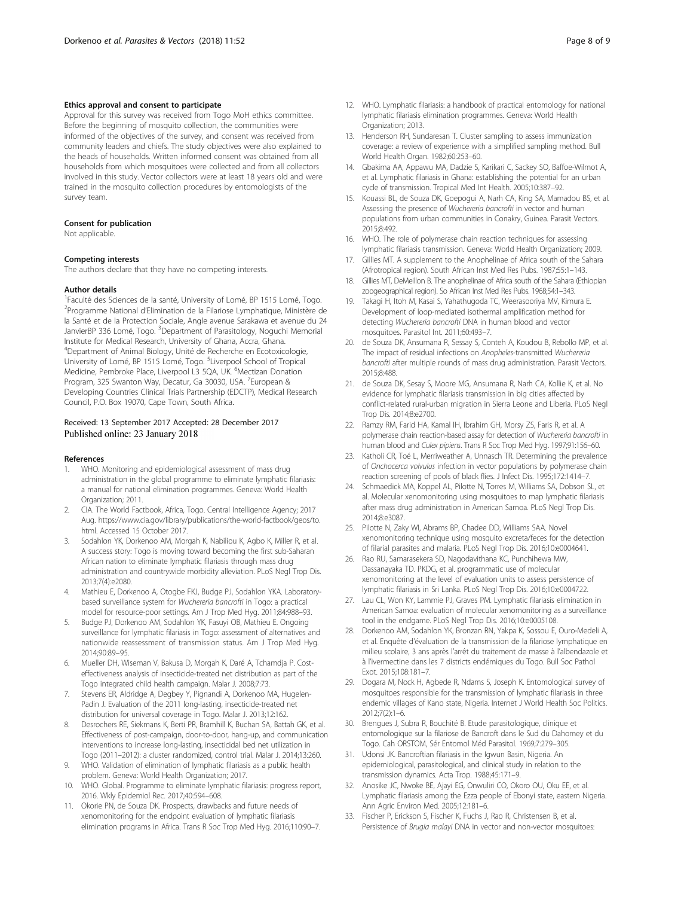#### Ethics approval and consent to participate

Approval for this survey was received from Togo MoH ethics committee. Before the beginning of mosquito collection, the communities were informed of the objectives of the survey, and consent was received from community leaders and chiefs. The study objectives were also explained to the heads of households. Written informed consent was obtained from all households from which mosquitoes were collected and from all collectors involved in this study. Vector collectors were at least 18 years old and were trained in the mosquito collection procedures by entomologists of the survey team.

#### Consent for publication

Not applicable.

#### Competing interests

The authors declare that they have no competing interests.

#### Author details

[1]Faculté des Sciences de la santé, University of Lomé, BP 1515 Lomé, Togo. [2]Programme National d'Elimination de la Filariose Lymphatique, Ministère de la Santé et de la Protection Sociale, Angle avenue Sarakawa et avenue du 24 JanvierBP 336 Lomé, Togo. [3]Department of Parasitology, Noguchi Memorial Institute for Medical Research, University of Ghana, Accra, Ghana. [4]Department of Animal Biology, Unité de Recherche en Ecotoxicologie, University of Lomé, BP 1515 Lomé, Togo. [5]Liverpool School of Tropical Medicine, Pembroke Place, Liverpool L3 5QA, UK. [6]Mectizan Donation Program, 325 Swanton Way, Decatur, Ga 30030, USA. [7]European & Developing Countries Clinical Trials Partnership (EDCTP), Medical Research Council, P.O. Box 19070, Cape Town, South Africa.

Received: 13 September 2017 Accepted: 28 December 2017
Published online: 23 January 2018

#### References

1. WHO. Monitoring and epidemiological assessment of mass drug administration in the global programme to eliminate lymphatic filariasis: a manual for national elimination programmes. Geneva: World Health Organization; 2011.
2. CIA. The World Factbook, Africa, Togo. Central Intelligence Agency; 2017 Aug. https://www.cia.gov/library/publications/the-world-factbook/geos/to.html. Accessed 15 October 2017.
3. Sodahlon YK, Dorkenoo AM, Morgah K, Nabiliou K, Agbo K, Miller R, et al. A success story: Togo is moving toward becoming the first sub-Saharan African nation to eliminate lymphatic filariasis through mass drug administration and countrywide morbidity alleviation. PLoS Negl Trop Dis. 2013;7(4):e2080.
4. Mathieu E, Dorkenoo A, Otogbe FKJ, Budge PJ, Sodahlon YKA. Laboratory-based surveillance system for *Wuchereria bancrofti* in Togo: a practical model for resource-poor settings. Am J Trop Med Hyg. 2011;84:988–93.
5. Budge PJ, Dorkenoo AM, Sodahlon YK, Fasuyi OB, Mathieu E. Ongoing surveillance for lymphatic filariasis in Togo: assessment of alternatives and nationwide reassessment of transmission status. Am J Trop Med Hyg. 2014;90:89–95.
6. Mueller DH, Wiseman V, Bakusa D, Morgah K, Daré A, Tchamdja P. Cost-effectiveness analysis of insecticide-treated net distribution as part of the Togo integrated child health campaign. Malar J. 2008;7:73.
7. Stevens ER, Aldridge A, Degbey Y, Pignandi A, Dorkenoo MA, Hugelen-Padin J. Evaluation of the 2011 long-lasting, insecticide-treated net distribution for universal coverage in Togo. Malar J. 2013;12:162.
8. Desrochers RE, Siekmans K, Berti PR, Bramhill K, Buchan SA, Battah GK, et al. Effectiveness of post-campaign, door-to-door, hang-up, and communication interventions to increase long-lasting, insecticidal bed net utilization in Togo (2011–2012): a cluster randomized, control trial. Malar J. 2014;13:260.
9. WHO. Validation of elimination of lymphatic filariasis as a public health problem. Geneva: World Health Organization; 2017.
10. WHO. Global. Programme to eliminate lymphatic filariasis: progress report, 2016. Wkly Epidemiol Rec. 2017;40:594–608.
11. Okorie PN, de Souza DK. Prospects, drawbacks and future needs of xenomonitoring for the endpoint evaluation of lymphatic filariasis elimination programs in Africa. Trans R Soc Trop Med Hyg. 2016;110:90–7.
12. WHO. Lymphatic filariasis: a handbook of practical entomology for national lymphatic filariasis elimination programmes. Geneva: World Health Organization; 2013.
13. Henderson RH, Sundaresan T. Cluster sampling to assess immunization coverage: a review of experience with a simplified sampling method. Bull World Health Organ. 1982;60:253–60.
14. Gbakima AA, Appawu MA, Dadzie S, Karikari C, Sackey SO, Baffoe-Wilmot A, et al. Lymphatic filariasis in Ghana: establishing the potential for an urban cycle of transmission. Tropical Med Int Health. 2005;10:387–92.
15. Kouassi BL, de Souza DK, Goepogui A, Narh CA, King SA, Mamadou BS, et al. Assessing the presence of *Wuchereria bancrofti* in vector and human populations from urban communities in Conakry, Guinea. Parasit Vectors. 2015;8:492.
16. WHO. The role of polymerase chain reaction techniques for assessing lymphatic filariasis transmission. Geneva: World Health Organization; 2009.
17. Gillies MT. A supplement to the Anophelinae of Africa south of the Sahara (Afrotropical region). South African Inst Med Res Pubs. 1987;55:1–143.
18. Gillies MT, DeMeillon B. The anophelinae of Africa south of the Sahara (Ethiopian zoogeographical region). So African Inst Med Res Pubs. 1968;54:1–343.
19. Takagi H, Itoh M, Kasai S, Yahathugoda TC, Weerasooriya MV, Kimura E. Development of loop-mediated isothermal amplification method for detecting *Wuchereria bancrofti* DNA in human blood and vector mosquitoes. Parasitol Int. 2011;60:493–7.
20. de Souza DK, Ansumana R, Sessay S, Conteh A, Koudou B, Rebollo MP, et al. The impact of residual infections on *Anopheles*-transmitted *Wuchereria bancrofti* after multiple rounds of mass drug administration. Parasit Vectors. 2015;8:488.
21. de Souza DK, Sesay S, Moore MG, Ansumana R, Narh CA, Kollie K, et al. No evidence for lymphatic filariasis transmission in big cities affected by conflict-related rural-urban migration in Sierra Leone and Liberia. PLoS Negl Trop Dis. 2014;8:e2700.
22. Ramzy RM, Farid HA, Kamal IH, Ibrahim GH, Morsy ZS, Faris R, et al. A polymerase chain reaction-based assay for detection of *Wuchereria bancrofti* in human blood and *Culex pipiens*. Trans R Soc Trop Med Hyg. 1997;91:156–60.
23. Katholi CR, Toé L, Merriweather A, Unnasch TR. Determining the prevalence of *Onchocerca volvulus* infection in vector populations by polymerase chain reaction screening of pools of black flies. J Infect Dis. 1995;172:1414–7.
24. Schmaedick MA, Koppel AL, Pilotte N, Torres M, Williams SA, Dobson SL, et al. Molecular xenomonitoring using mosquitoes to map lymphatic filariasis after mass drug administration in American Samoa. PLoS Negl Trop Dis. 2014;8:e3087.
25. Pilotte N, Zaky WI, Abrams BP, Chadee DD, Williams SAA. Novel xenomonitoring technique using mosquito excreta/feces for the detection of filarial parasites and malaria. PLoS Negl Trop Dis. 2016;10:e0004641.
26. Rao RU, Samarasekera SD, Nagodavithana KC, Punchihewa MW, Dassanayaka TD. PKDG, et al. programmatic use of molecular xenomonitoring at the level of evaluation units to assess persistence of lymphatic filariasis in Sri Lanka. PLoS Negl Trop Dis. 2016;10:e0004722.
27. Lau CL, Won KY, Lammie PJ, Graves PM. Lymphatic filariasis elimination in American Samoa: evaluation of molecular xenomonitoring as a surveillance tool in the endgame. PLoS Negl Trop Dis. 2016;10:e0005108.
28. Dorkenoo AM, Sodahlon YK, Bronzan RN, Yakpa K, Sossou E, Ouro-Medeli A, et al. Enquête d'évaluation de la transmission de la filariose lymphatique en milieu scolaire, 3 ans après l'arrêt du traitement de masse à l'albendazole et à l'ivermectine dans les 7 districts endémiques du Togo. Bull Soc Pathol Exot. 2015;108:181–7.
29. Dogara M, Nock H, Agbede R, Ndams S, Joseph K. Entomological survey of mosquitoes responsible for the transmission of lymphatic filariasis in three endemic villages of Kano state, Nigeria. Internet J World Health Soc Politics. 2012;7(2):1–6.
30. Brengues J, Subra R, Bouchité B. Etude parasitologique, clinique et entomologique sur la filariose de Bancroft dans le Sud du Dahomey et du Togo. Cah ORSTOM, Sér Entomol Méd Parasitol. 1969;7:279–305.
31. Udonsi JK. Bancroftian filariasis in the Igwun Basin, Nigeria. An epidemiological, parasitological, and clinical study in relation to the transmission dynamics. Acta Trop. 1988;45:171–9.
32. Anosike JC, Nwoke BE, Ajayi EG, Onwuliri CO, Okoro OU, Oku EE, et al. Lymphatic filariasis among the Ezza people of Ebonyi state, eastern Nigeria. Ann Agric Environ Med. 2005;12:181–6.
33. Fischer P, Erickson S, Fischer K, Fuchs J, Rao R, Christensen B, et al. Persistence of *Brugia malayi* DNA in vector and non-vector mosquitoes: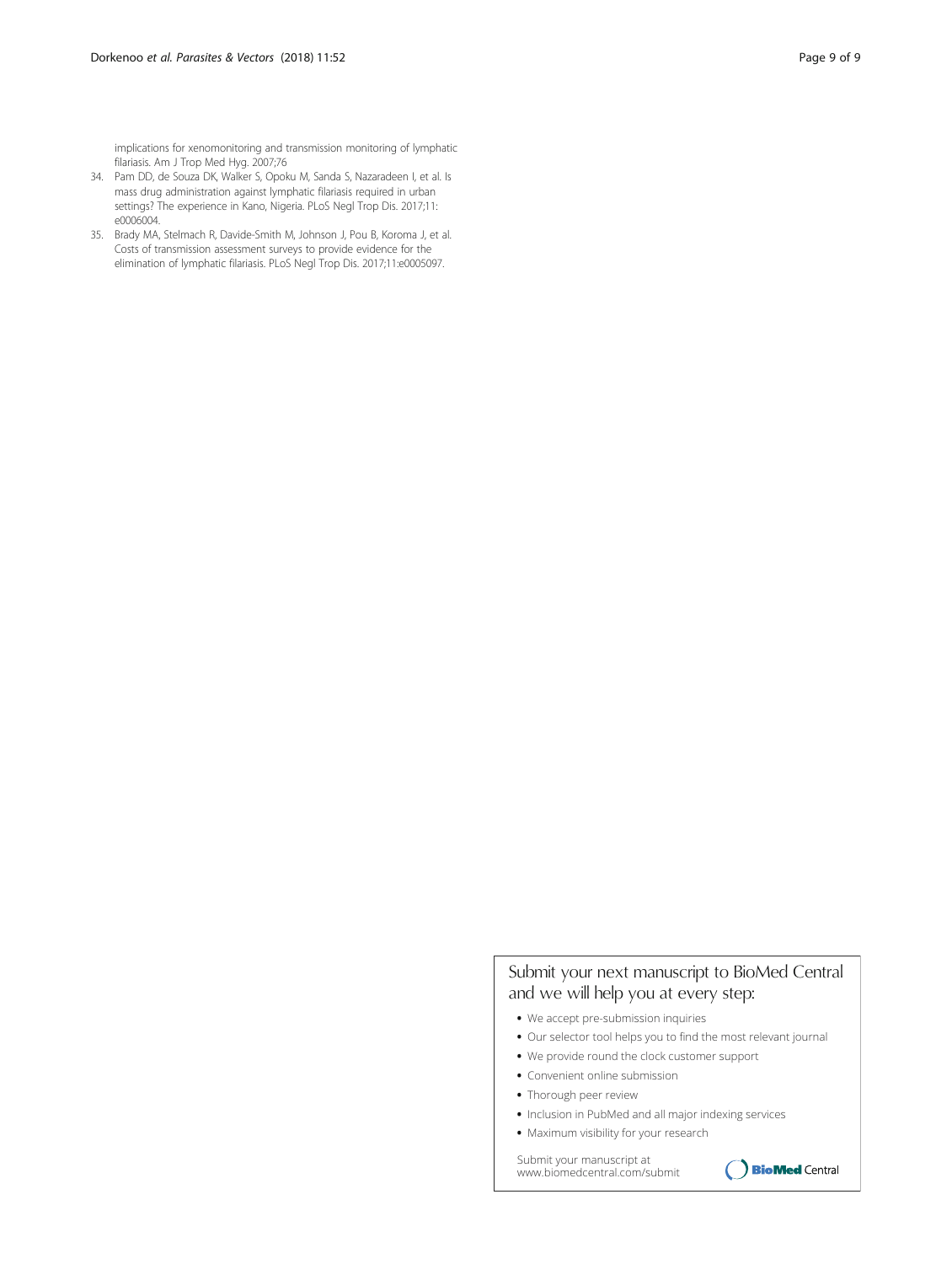implications for xenomonitoring and transmission monitoring of lymphatic filariasis. Am J Trop Med Hyg. 2007;76

34. Pam DD, de Souza DK, Walker S, Opoku M, Sanda S, Nazaradeen I, et al. Is mass drug administration against lymphatic filariasis required in urban settings? The experience in Kano, Nigeria. PLoS Negl Trop Dis. 2017;11:e0006004.
35. Brady MA, Stelmach R, Davide-Smith M, Johnson J, Pou B, Koroma J, et al. Costs of transmission assessment surveys to provide evidence for the elimination of lymphatic filariasis. PLoS Negl Trop Dis. 2017;11:e0005097.

Submit your next manuscript to BioMed Central and we will help you at every step:

- We accept pre-submission inquiries
- Our selector tool helps you to find the most relevant journal
- We provide round the clock customer support
- Convenient online submission
- Thorough peer review
- Inclusion in PubMed and all major indexing services
- Maximum visibility for your research

Submit your manuscript at www.biomedcentral.com/submit

BioMed Central